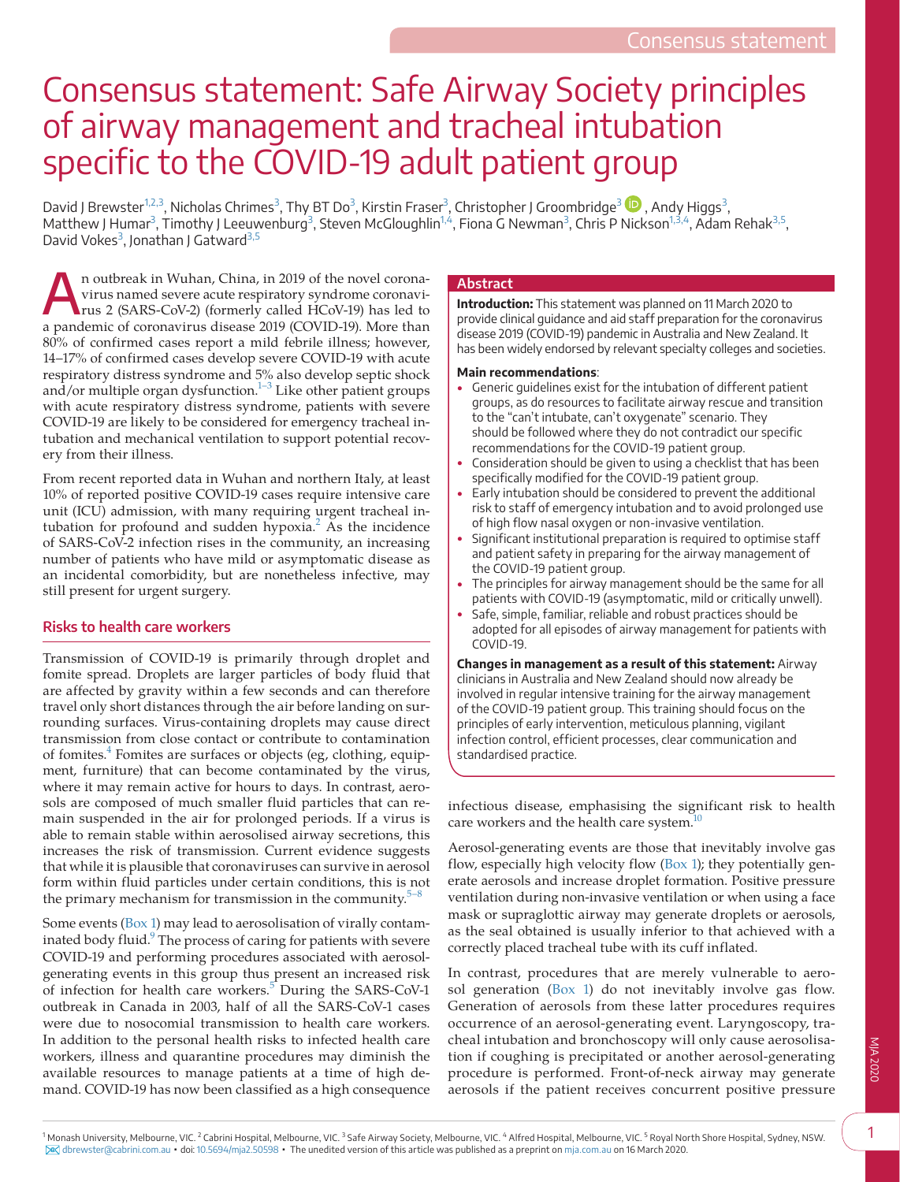# Consensus statement: Safe Airway Society principles of airway management and tracheal intubation specific to the COVID-19 adult patient group

David J Brewster[1,2,3], Nicholas Chrimes[3], Thy BT Do[3], Kirstin Fraser[3], Christopher J Groombridge[3], Andy Higgs[3], Matthew J Humar[3], Timothy J Leeuwenburg[3], Steven McGloughlin[1,4], Fiona G Newman[3], Chris P Nickson[1,3,4], Adam Rehak[3,5], David Vokes[3], Jonathan J Gatward[3,5]

## Abstract

**Introduction:** This statement was planned on 11 March 2020 to provide clinical guidance and aid staff preparation for the coronavirus disease 2019 (COVID-19) pandemic in Australia and New Zealand. It has been widely endorsed by relevant specialty colleges and societies.

**Main recommendations**:

- Generic guidelines exist for the intubation of different patient groups, as do resources to facilitate airway rescue and transition to the "can't intubate, can't oxygenate" scenario. They should be followed where they do not contradict our specific recommendations for the COVID-19 patient group.
- Consideration should be given to using a checklist that has been specifically modified for the COVID-19 patient group.
- Early intubation should be considered to prevent the additional risk to staff of emergency intubation and to avoid prolonged use of high flow nasal oxygen or non-invasive ventilation.
- Significant institutional preparation is required to optimise staff and patient safety in preparing for the airway management of the COVID-19 patient group.
- The principles for airway management should be the same for all patients with COVID-19 (asymptomatic, mild or critically unwell).
- Safe, simple, familiar, reliable and robust practices should be adopted for all episodes of airway management for patients with COVID-19.

**Changes in management as a result of this statement:** Airway clinicians in Australia and New Zealand should now already be involved in regular intensive training for the airway management of the COVID-19 patient group. This training should focus on the principles of early intervention, meticulous planning, vigilant infection control, efficient processes, clear communication and standardised practice.

An outbreak in Wuhan, China, in 2019 of the novel coronavirus named severe acute respiratory syndrome coronavirus 2 (SARS-CoV-2) (formerly called HCoV-19) has led to a pandemic of coronavirus disease 2019 (COVID-19). More than 80% of confirmed cases report a mild febrile illness; however, 14–17% of confirmed cases develop severe COVID-19 with acute respiratory distress syndrome and 5% also develop septic shock and/or multiple organ dysfunction.[1–3] Like other patient groups with acute respiratory distress syndrome, patients with severe COVID-19 are likely to be considered for emergency tracheal intubation and mechanical ventilation to support potential recovery from their illness.

From recent reported data in Wuhan and northern Italy, at least 10% of reported positive COVID-19 cases require intensive care unit (ICU) admission, with many requiring urgent tracheal intubation for profound and sudden hypoxia.[2] As the incidence of SARS-CoV-2 infection rises in the community, an increasing number of patients who have mild or asymptomatic disease as an incidental comorbidity, but are nonetheless infective, may still present for urgent surgery.

## Risks to health care workers

Transmission of COVID-19 is primarily through droplet and fomite spread. Droplets are larger particles of body fluid that are affected by gravity within a few seconds and can therefore travel only short distances through the air before landing on surrounding surfaces. Virus-containing droplets may cause direct transmission from close contact or contribute to contamination of fomites.[4] Fomites are surfaces or objects (eg, clothing, equipment, furniture) that can become contaminated by the virus, where it may remain active for hours to days. In contrast, aerosols are composed of much smaller fluid particles that can remain suspended in the air for prolonged periods. If a virus is able to remain stable within aerosolised airway secretions, this increases the risk of transmission. Current evidence suggests that while it is plausible that coronaviruses can survive in aerosol form within fluid particles under certain conditions, this is not the primary mechanism for transmission in the community.[5–8]

Some events (Box 1) may lead to aerosolisation of virally contaminated body fluid.[9] The process of caring for patients with severe COVID-19 and performing procedures associated with aerosol-generating events in this group thus present an increased risk of infection for health care workers.[5] During the SARS-CoV-1 outbreak in Canada in 2003, half of all the SARS-CoV-1 cases were due to nosocomial transmission to health care workers. In addition to the personal health risks to infected health care workers, illness and quarantine procedures may diminish the available resources to manage patients at a time of high demand. COVID-19 has now been classified as a high consequence infectious disease, emphasising the significant risk to health care workers and the health care system.[10]

Aerosol-generating events are those that inevitably involve gas flow, especially high velocity flow (Box 1); they potentially generate aerosols and increase droplet formation. Positive pressure ventilation during non-invasive ventilation or when using a face mask or supraglottic airway may generate droplets or aerosols, as the seal obtained is usually inferior to that achieved with a correctly placed tracheal tube with its cuff inflated.

In contrast, procedures that are merely vulnerable to aerosol generation (Box 1) do not inevitably involve gas flow. Generation of aerosols from these latter procedures requires occurrence of an aerosol-generating event. Laryngoscopy, tracheal intubation and bronchoscopy will only cause aerosolisation if coughing is precipitated or another aerosol-generating procedure is performed. Front-of-neck airway may generate aerosols if the patient receives concurrent positive pressure

[1] Monash University, Melbourne, VIC. [2] Cabrini Hospital, Melbourne, VIC. [3] Safe Airway Society, Melbourne, VIC. [4] Alfred Hospital, Melbourne, VIC. [5] Royal North Shore Hospital, Sydney, NSW. dbrewster@cabrini.com.au • doi: 10.5694/mja2.50598 • The unedited version of this article was published as a preprint on mja.com.au on 16 March 2020.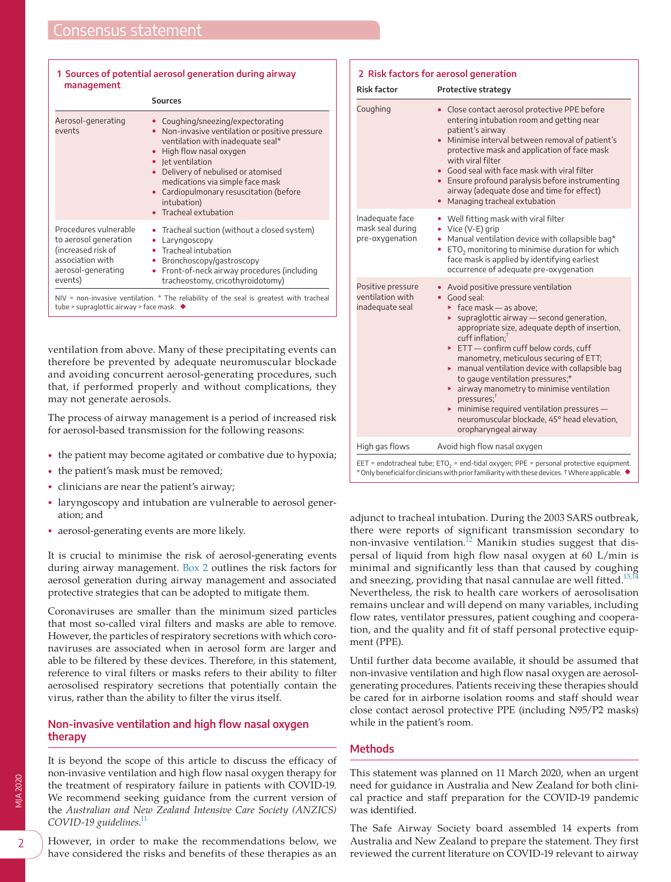**1 Sources of potential aerosol generation during airway management**

| | Sources |
|---|---|
| Aerosol-generating events | • Coughing/sneezing/expectorating<br>• Non-invasive ventilation or positive pressure ventilation with inadequate seal*<br>• High flow nasal oxygen<br>• Jet ventilation<br>• Delivery of nebulised or atomised medications via simple face mask<br>• Cardiopulmonary resuscitation (before intubation)<br>• Tracheal extubation |
| Procedures vulnerable to aerosol generation (increased risk of association with aerosol-generating events) | • Tracheal suction (without a closed system)<br>• Laryngoscopy<br>• Tracheal intubation<br>• Bronchoscopy/gastroscopy<br>• Front-of-neck airway procedures (including tracheostomy, cricothyroidotomy) |

NIV = non-invasive ventilation. * The reliability of the seal is greatest with tracheal tube > supraglottic airway > face mask. ◆

ventilation from above. Many of these precipitating events can therefore be prevented by adequate neuromuscular blockade and avoiding concurrent aerosol-generating procedures, such that, if performed properly and without complications, they may not generate aerosols.

The process of airway management is a period of increased risk for aerosol-based transmission for the following reasons:

- the patient may become agitated or combative due to hypoxia;
- the patient's mask must be removed;
- clinicians are near the patient's airway;
- laryngoscopy and intubation are vulnerable to aerosol generation; and
- aerosol-generating events are more likely.

It is crucial to minimise the risk of aerosol-generating events during airway management. Box 2 outlines the risk factors for aerosol generation during airway management and associated protective strategies that can be adopted to mitigate them.

Coronaviruses are smaller than the minimum sized particles that most so-called viral filters and masks are able to remove. However, the particles of respiratory secretions with which coronaviruses are associated when in aerosol form are larger and able to be filtered by these devices. Therefore, in this statement, reference to viral filters or masks refers to their ability to filter aerosolised respiratory secretions that potentially contain the virus, rather than the ability to filter the virus itself.

## Non-invasive ventilation and high flow nasal oxygen therapy

It is beyond the scope of this article to discuss the efficacy of non-invasive ventilation and high flow nasal oxygen therapy for the treatment of respiratory failure in patients with COVID-19. We recommend seeking guidance from the current version of the *Australian and New Zealand Intensive Care Society (ANZICS) COVID-19 guidelines*.[11]

However, in order to make the recommendations below, we have considered the risks and benefits of these therapies as an adjunct to tracheal intubation. During the 2003 SARS outbreak, there were reports of significant transmission secondary to non-invasive ventilation.[12] Manikin studies suggest that dispersal of liquid from high flow nasal oxygen at 60 L/min is minimal and significantly less than that caused by coughing and sneezing, providing that nasal cannulae are well fitted.[13,14] Nevertheless, the risk to health care workers of aerosolisation remains unclear and will depend on many variables, including flow rates, ventilator pressures, patient coughing and cooperation, and the quality and fit of staff personal protective equipment (PPE).

Until further data become available, it should be assumed that non-invasive ventilation and high flow nasal oxygen are aerosol-generating procedures. Patients receiving these therapies should be cared for in airborne isolation rooms and staff should wear close contact aerosol protective PPE (including N95/P2 masks) while in the patient's room.

**2 Risk factors for aerosol generation**

| Risk factor | Protective strategy |
|---|---|
| Coughing | • Close contact aerosol protective PPE before entering intubation room and getting near patient's airway<br>• Minimise interval between removal of patient's protective mask and application of face mask with viral filter<br>• Good seal with face mask with viral filter<br>• Ensure profound paralysis before instrumenting airway (adequate dose and time for effect)<br>• Managing tracheal extubation |
| Inadequate face mask seal during pre-oxygenation | • Well fitting mask with viral filter<br>• Vice (V-E) grip<br>• Manual ventilation device with collapsible bag*<br>• $ETO_2$ monitoring to minimise duration for which face mask is applied by identifying earliest occurrence of adequate pre-oxygenation |
| Positive pressure ventilation with inadequate seal | • Avoid positive pressure ventilation<br>• Good seal:<br>▸ face mask — as above;<br>▸ supraglottic airway — second generation, appropriate size, adequate depth of insertion, cuff inflation;†<br>▸ ETT — confirm cuff below cords, cuff manometry, meticulous securing of ETT;<br>▸ manual ventilation device with collapsible bag to gauge ventilation pressures;*<br>▸ airway manometry to minimise ventilation pressures;†<br>▸ minimise required ventilation pressures — neuromuscular blockade, 45° head elevation, oropharyngeal airway |
| High gas flows | Avoid high flow nasal oxygen |

EET = endotracheal tube; $ETO_2$ = end-tidal oxygen; PPE = personal protective equipment. * Only beneficial for clinicians with prior familiarity with these devices. † Where applicable. ◆

## Methods

This statement was planned on 11 March 2020, when an urgent need for guidance in Australia and New Zealand for both clinical practice and staff preparation for the COVID-19 pandemic was identified.

The Safe Airway Society board assembled 14 experts from Australia and New Zealand to prepare the statement. They first reviewed the current literature on COVID-19 relevant to airway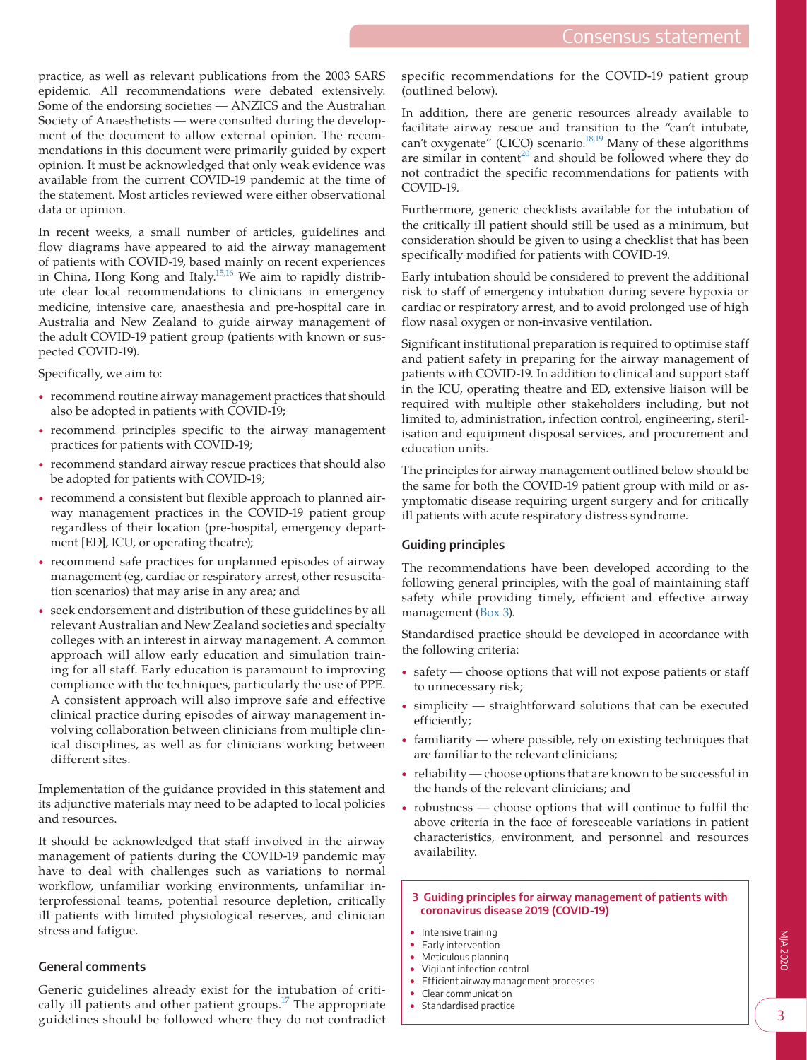practice, as well as relevant publications from the 2003 SARS epidemic. All recommendations were debated extensively. Some of the endorsing societies — ANZICS and the Australian Society of Anaesthetists — were consulted during the development of the document to allow external opinion. The recommendations in this document were primarily guided by expert opinion. It must be acknowledged that only weak evidence was available from the current COVID-19 pandemic at the time of the statement. Most articles reviewed were either observational data or opinion.

In recent weeks, a small number of articles, guidelines and flow diagrams have appeared to aid the airway management of patients with COVID-19, based mainly on recent experiences in China, Hong Kong and Italy.[15,16] We aim to rapidly distribute clear local recommendations to clinicians in emergency medicine, intensive care, anaesthesia and pre-hospital care in Australia and New Zealand to guide airway management of the adult COVID-19 patient group (patients with known or suspected COVID-19).

Specifically, we aim to:

- recommend routine airway management practices that should also be adopted in patients with COVID-19;
- recommend principles specific to the airway management practices for patients with COVID-19;
- recommend standard airway rescue practices that should also be adopted for patients with COVID-19;
- recommend a consistent but flexible approach to planned airway management practices in the COVID-19 patient group regardless of their location (pre-hospital, emergency department [ED], ICU, or operating theatre);
- recommend safe practices for unplanned episodes of airway management (eg, cardiac or respiratory arrest, other resuscitation scenarios) that may arise in any area; and
- seek endorsement and distribution of these guidelines by all relevant Australian and New Zealand societies and specialty colleges with an interest in airway management. A common approach will allow early education and simulation training for all staff. Early education is paramount to improving compliance with the techniques, particularly the use of PPE. A consistent approach will also improve safe and effective clinical practice during episodes of airway management involving collaboration between clinicians from multiple clinical disciplines, as well as for clinicians working between different sites.

Implementation of the guidance provided in this statement and its adjunctive materials may need to be adapted to local policies and resources.

It should be acknowledged that staff involved in the airway management of patients during the COVID-19 pandemic may have to deal with challenges such as variations to normal workflow, unfamiliar working environments, unfamiliar interprofessional teams, potential resource depletion, critically ill patients with limited physiological reserves, and clinician stress and fatigue.

## General comments

Generic guidelines already exist for the intubation of critically ill patients and other patient groups.[17] The appropriate guidelines should be followed where they do not contradict specific recommendations for the COVID-19 patient group (outlined below).

In addition, there are generic resources already available to facilitate airway rescue and transition to the "can't intubate, can't oxygenate" (CICO) scenario.[18,19] Many of these algorithms are similar in content[20] and should be followed where they do not contradict the specific recommendations for patients with COVID-19.

Furthermore, generic checklists available for the intubation of the critically ill patient should still be used as a minimum, but consideration should be given to using a checklist that has been specifically modified for patients with COVID-19.

Early intubation should be considered to prevent the additional risk to staff of emergency intubation during severe hypoxia or cardiac or respiratory arrest, and to avoid prolonged use of high flow nasal oxygen or non-invasive ventilation.

Significant institutional preparation is required to optimise staff and patient safety in preparing for the airway management of patients with COVID-19. In addition to clinical and support staff in the ICU, operating theatre and ED, extensive liaison will be required with multiple other stakeholders including, but not limited to, administration, infection control, engineering, sterilisation and equipment disposal services, and procurement and education units.

The principles for airway management outlined below should be the same for both the COVID-19 patient group with mild or asymptomatic disease requiring urgent surgery and for critically ill patients with acute respiratory distress syndrome.

## Guiding principles

The recommendations have been developed according to the following general principles, with the goal of maintaining staff safety while providing timely, efficient and effective airway management (Box 3).

Standardised practice should be developed in accordance with the following criteria:

- safety — choose options that will not expose patients or staff to unnecessary risk;
- simplicity — straightforward solutions that can be executed efficiently;
- familiarity — where possible, rely on existing techniques that are familiar to the relevant clinicians;
- reliability — choose options that are known to be successful in the hands of the relevant clinicians; and
- robustness — choose options that will continue to fulfil the above criteria in the face of foreseeable variations in patient characteristics, environment, and personnel and resources availability.

**3 Guiding principles for airway management of patients with coronavirus disease 2019 (COVID-19)**

- Intensive training
- Early intervention
- Meticulous planning
- Vigilant infection control
- Efficient airway management processes
- Clear communication
- Standardised practice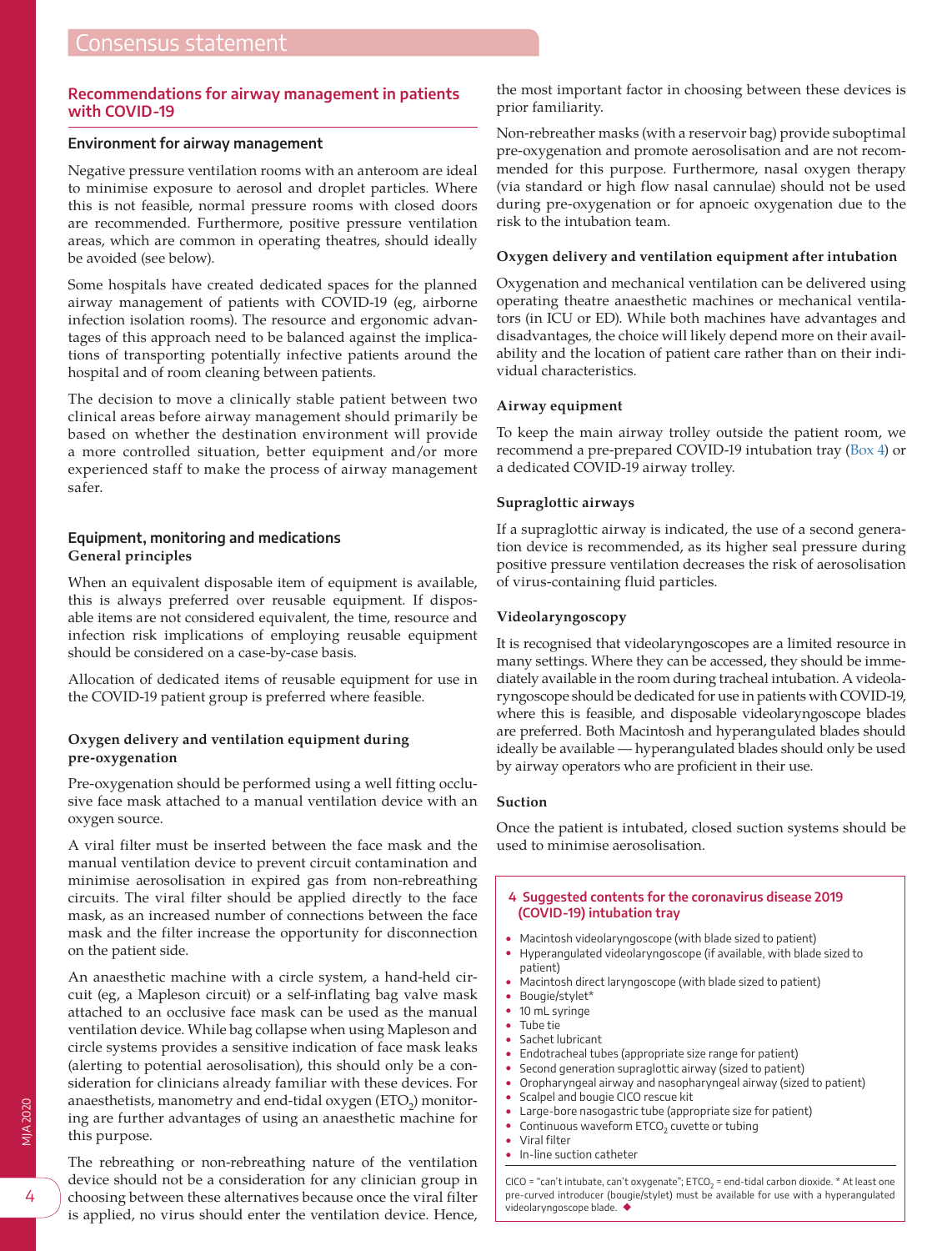## Recommendations for airway management in patients with COVID-19

### Environment for airway management

Negative pressure ventilation rooms with an anteroom are ideal to minimise exposure to aerosol and droplet particles. Where this is not feasible, normal pressure rooms with closed doors are recommended. Furthermore, positive pressure ventilation areas, which are common in operating theatres, should ideally be avoided (see below).

Some hospitals have created dedicated spaces for the planned airway management of patients with COVID-19 (eg, airborne infection isolation rooms). The resource and ergonomic advantages of this approach need to be balanced against the implications of transporting potentially infective patients around the hospital and of room cleaning between patients.

The decision to move a clinically stable patient between two clinical areas before airway management should primarily be based on whether the destination environment will provide a more controlled situation, better equipment and/or more experienced staff to make the process of airway management safer.

### Equipment, monitoring and medications

#### General principles

When an equivalent disposable item of equipment is available, this is always preferred over reusable equipment. If disposable items are not considered equivalent, the time, resource and infection risk implications of employing reusable equipment should be considered on a case-by-case basis.

Allocation of dedicated items of reusable equipment for use in the COVID-19 patient group is preferred where feasible.

#### Oxygen delivery and ventilation equipment during pre-oxygenation

Pre-oxygenation should be performed using a well fitting occlusive face mask attached to a manual ventilation device with an oxygen source.

A viral filter must be inserted between the face mask and the manual ventilation device to prevent circuit contamination and minimise aerosolisation in expired gas from non-rebreathing circuits. The viral filter should be applied directly to the face mask, as an increased number of connections between the face mask and the filter increase the opportunity for disconnection on the patient side.

An anaesthetic machine with a circle system, a hand-held circuit (eg, a Mapleson circuit) or a self-inflating bag valve mask attached to an occlusive face mask can be used as the manual ventilation device. While bag collapse when using Mapleson and circle systems provides a sensitive indication of face mask leaks (alerting to potential aerosolisation), this should only be a consideration for clinicians already familiar with these devices. For anaesthetists, manometry and end-tidal oxygen ($ETO_2$) monitoring are further advantages of using an anaesthetic machine for this purpose.

The rebreathing or non-rebreathing nature of the ventilation device should not be a consideration for any clinician group in choosing between these alternatives because once the viral filter is applied, no virus should enter the ventilation device. Hence, the most important factor in choosing between these devices is prior familiarity.

Non-rebreather masks (with a reservoir bag) provide suboptimal pre-oxygenation and promote aerosolisation and are not recommended for this purpose. Furthermore, nasal oxygen therapy (via standard or high flow nasal cannulae) should not be used during pre-oxygenation or for apnoeic oxygenation due to the risk to the intubation team.

#### Oxygen delivery and ventilation equipment after intubation

Oxygenation and mechanical ventilation can be delivered using operating theatre anaesthetic machines or mechanical ventilators (in ICU or ED). While both machines have advantages and disadvantages, the choice will likely depend more on their availability and the location of patient care rather than on their individual characteristics.

#### Airway equipment

To keep the main airway trolley outside the patient room, we recommend a pre-prepared COVID-19 intubation tray (Box 4) or a dedicated COVID-19 airway trolley.

#### Supraglottic airways

If a supraglottic airway is indicated, the use of a second generation device is recommended, as its higher seal pressure during positive pressure ventilation decreases the risk of aerosolisation of virus-containing fluid particles.

#### Videolaryngoscopy

It is recognised that videolaryngoscopes are a limited resource in many settings. Where they can be accessed, they should be immediately available in the room during tracheal intubation. A videolaryngoscope should be dedicated for use in patients with COVID-19, where this is feasible, and disposable videolaryngoscope blades are preferred. Both Macintosh and hyperangulated blades should ideally be available — hyperangulated blades should only be used by airway operators who are proficient in their use.

#### Suction

Once the patient is intubated, closed suction systems should be used to minimise aerosolisation.

**4 Suggested contents for the coronavirus disease 2019 (COVID-19) intubation tray**

- Macintosh videolaryngoscope (with blade sized to patient)
- Hyperangulated videolaryngoscope (if available, with blade sized to patient)
- Macintosh direct laryngoscope (with blade sized to patient)
- Bougie/stylet*
- 10 mL syringe
- Tube tie
- Sachet lubricant
- Endotracheal tubes (appropriate size range for patient)
- Second generation supraglottic airway (sized to patient)
- Oropharyngeal airway and nasopharyngeal airway (sized to patient)
- Scalpel and bougie CICO rescue kit
- Large-bore nasogastric tube (appropriate size for patient)
- Continuous waveform $ETCO_2$ cuvette or tubing
- Viral filter
- In-line suction catheter

CICO = "can't intubate, can't oxygenate"; $ETCO_2$ = end-tidal carbon dioxide. * At least one pre-curved introducer (bougie/stylet) must be available for use with a hyperangulated videolaryngoscope blade. ◆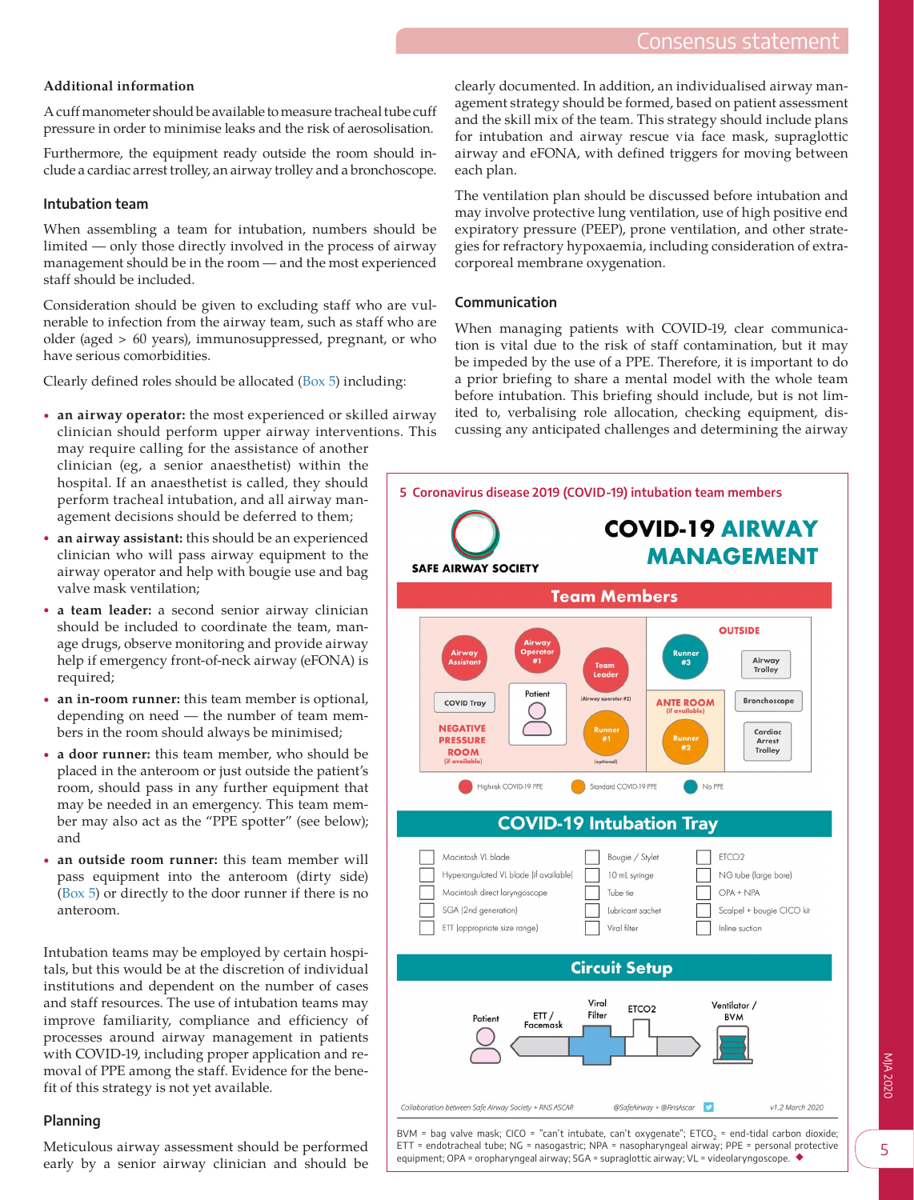### Additional information

A cuff manometer should be available to measure tracheal tube cuff pressure in order to minimise leaks and the risk of aerosolisation.

Furthermore, the equipment ready outside the room should include a cardiac arrest trolley, an airway trolley and a bronchoscope.

### Intubation team

When assembling a team for intubation, numbers should be limited — only those directly involved in the process of airway management should be in the room — and the most experienced staff should be included.

Consideration should be given to excluding staff who are vulnerable to infection from the airway team, such as staff who are older (aged > 60 years), immunosuppressed, pregnant, or who have serious comorbidities.

Clearly defined roles should be allocated (Box 5) including:

- **an airway operator:** the most experienced or skilled airway clinician should perform upper airway interventions. This may require calling for the assistance of another clinician (eg, a senior anaesthetist) within the hospital. If an anaesthetist is called, they should perform tracheal intubation, and all airway management decisions should be deferred to them;
- **an airway assistant:** this should be an experienced clinician who will pass airway equipment to the airway operator and help with bougie use and bag valve mask ventilation;
- **a team leader:** a second senior airway clinician should be included to coordinate the team, manage drugs, observe monitoring and provide airway help if emergency front-of-neck airway (eFONA) is required;
- **an in-room runner:** this team member is optional, depending on need — the number of team members in the room should always be minimised;
- **a door runner:** this team member, who should be placed in the anteroom or just outside the patient's room, should pass in any further equipment that may be needed in an emergency. This team member may also act as the "PPE spotter" (see below); and
- **an outside room runner:** this team member will pass equipment into the anteroom (dirty side) (Box 5) or directly to the door runner if there is no anteroom.

Intubation teams may be employed by certain hospitals, but this would be at the discretion of individual institutions and dependent on the number of cases and staff resources. The use of intubation teams may improve familiarity, compliance and efficiency of processes around airway management in patients with COVID-19, including proper application and removal of PPE among the staff. Evidence for the benefit of this strategy is not yet available.

### Planning

Meticulous airway assessment should be performed early by a senior airway clinician and should be clearly documented. In addition, an individualised airway management strategy should be formed, based on patient assessment and the skill mix of the team. This strategy should include plans for intubation and airway rescue via face mask, supraglottic airway and eFONA, with defined triggers for moving between each plan.

The ventilation plan should be discussed before intubation and may involve protective lung ventilation, use of high positive end expiratory pressure (PEEP), prone ventilation, and other strategies for refractory hypoxaemia, including consideration of extracorporeal membrane oxygenation.

### Communication

When managing patients with COVID-19, clear communication is vital due to the risk of staff contamination, but it may be impeded by the use of a PPE. Therefore, it is important to do a prior briefing to share a mental model with the whole team before intubation. This briefing should include, but is not limited to, verbalising role allocation, checking equipment, discussing any anticipated challenges and determining the airway

**5 Coronavirus disease 2019 (COVID-19) intubation team members**

SAFE AIRWAY SOCIETY

**COVID-19 AIRWAY MANAGEMENT**

**Team Members**

NEGATIVE PRESSURE ROOM (if available): Airway Assistant; Airway Operator #1; Team Leader (Airway operator #2); Patient; COVID Tray; Runner #1 (optional)

ANTE ROOM (if available): Runner #2

OUTSIDE: Runner #3; Airway Trolley; Bronchoscope; Cardiac Arrest Trolley

Key: High risk COVID-19 PPE; Standard COVID-19 PPE; No PPE

**COVID-19 Intubation Tray**

| | | |
|---|---|---|
| ☐ Macintosh VL blade | ☐ Bougie / Stylet | ☐ ETCO2 |
| ☐ Hyperangulated VL blade (if available) | ☐ 10 mL syringe | ☐ NG tube (large bore) |
| ☐ Macintosh direct laryngoscope | ☐ Tube tie | ☐ OPA + NPA |
| ☐ SGA (2nd generation) | ☐ Lubricant sachet | ☐ Scalpel + bougie CICO kit |
| ☐ ETT (appropriate size range) | ☐ Viral filter | ☐ Inline suction |

**Circuit Setup**

Patient — ETT / Facemask — Viral Filter — ETCO2 — Ventilator / BVM

*Collaboration between Safe Airway Society + RNS ASCAR* @SafeAirway + @RnsAscar v1.2 March 2020

BVM = bag valve mask; CICO = "can't intubate, can't oxygenate"; $ETCO_2$ = end-tidal carbon dioxide; ETT = endotracheal tube; NG = nasogastric; NPA = nasopharyngeal airway; PPE = personal protective equipment; OPA = oropharyngeal airway; SGA = supraglottic airway; VL = videolaryngoscope. ◆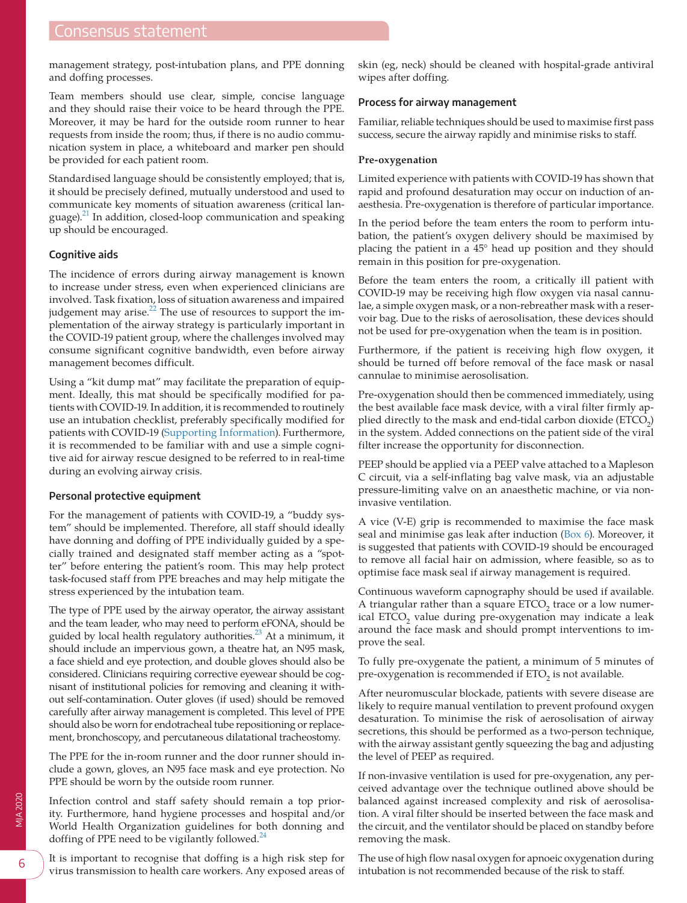management strategy, post-intubation plans, and PPE donning and doffing processes.

Team members should use clear, simple, concise language and they should raise their voice to be heard through the PPE. Moreover, it may be hard for the outside room runner to hear requests from inside the room; thus, if there is no audio communication system in place, a whiteboard and marker pen should be provided for each patient room.

Standardised language should be consistently employed; that is, it should be precisely defined, mutually understood and used to communicate key moments of situation awareness (critical language).[21] In addition, closed-loop communication and speaking up should be encouraged.

## Cognitive aids

The incidence of errors during airway management is known to increase under stress, even when experienced clinicians are involved. Task fixation, loss of situation awareness and impaired judgement may arise.[22] The use of resources to support the implementation of the airway strategy is particularly important in the COVID-19 patient group, where the challenges involved may consume significant cognitive bandwidth, even before airway management becomes difficult.

Using a "kit dump mat" may facilitate the preparation of equipment. Ideally, this mat should be specifically modified for patients with COVID-19. In addition, it is recommended to routinely use an intubation checklist, preferably specifically modified for patients with COVID-19 (Supporting Information). Furthermore, it is recommended to be familiar with and use a simple cognitive aid for airway rescue designed to be referred to in real-time during an evolving airway crisis.

## Personal protective equipment

For the management of patients with COVID-19, a "buddy system" should be implemented. Therefore, all staff should ideally have donning and doffing of PPE individually guided by a specially trained and designated staff member acting as a "spotter" before entering the patient's room. This may help protect task-focused staff from PPE breaches and may help mitigate the stress experienced by the intubation team.

The type of PPE used by the airway operator, the airway assistant and the team leader, who may need to perform eFONA, should be guided by local health regulatory authorities.[23] At a minimum, it should include an impervious gown, a theatre hat, an N95 mask, a face shield and eye protection, and double gloves should also be considered. Clinicians requiring corrective eyewear should be cognisant of institutional policies for removing and cleaning it without self-contamination. Outer gloves (if used) should be removed carefully after airway management is completed. This level of PPE should also be worn for endotracheal tube repositioning or replacement, bronchoscopy, and percutaneous dilatational tracheostomy.

The PPE for the in-room runner and the door runner should include a gown, gloves, an N95 face mask and eye protection. No PPE should be worn by the outside room runner.

Infection control and staff safety should remain a top priority. Furthermore, hand hygiene processes and hospital and/or World Health Organization guidelines for both donning and doffing of PPE need to be vigilantly followed.[24]

It is important to recognise that doffing is a high risk step for virus transmission to health care workers. Any exposed areas of skin (eg, neck) should be cleaned with hospital-grade antiviral wipes after doffing.

## Process for airway management

Familiar, reliable techniques should be used to maximise first pass success, secure the airway rapidly and minimise risks to staff.

### Pre-oxygenation

Limited experience with patients with COVID-19 has shown that rapid and profound desaturation may occur on induction of anaesthesia. Pre-oxygenation is therefore of particular importance.

In the period before the team enters the room to perform intubation, the patient's oxygen delivery should be maximised by placing the patient in a 45° head up position and they should remain in this position for pre-oxygenation.

Before the team enters the room, a critically ill patient with COVID-19 may be receiving high flow oxygen via nasal cannulae, a simple oxygen mask, or a non-rebreather mask with a reservoir bag. Due to the risks of aerosolisation, these devices should not be used for pre-oxygenation when the team is in position.

Furthermore, if the patient is receiving high flow oxygen, it should be turned off before removal of the face mask or nasal cannulae to minimise aerosolisation.

Pre-oxygenation should then be commenced immediately, using the best available face mask device, with a viral filter firmly applied directly to the mask and end-tidal carbon dioxide ($ETCO_2$) in the system. Added connections on the patient side of the viral filter increase the opportunity for disconnection.

PEEP should be applied via a PEEP valve attached to a Mapleson C circuit, via a self-inflating bag valve mask, via an adjustable pressure-limiting valve on an anaesthetic machine, or via non-invasive ventilation.

A vice (V-E) grip is recommended to maximise the face mask seal and minimise gas leak after induction (Box 6). Moreover, it is suggested that patients with COVID-19 should be encouraged to remove all facial hair on admission, where feasible, so as to optimise face mask seal if airway management is required.

Continuous waveform capnography should be used if available. A triangular rather than a square $ETCO_2$ trace or a low numerical $ETCO_2$ value during pre-oxygenation may indicate a leak around the face mask and should prompt interventions to improve the seal.

To fully pre-oxygenate the patient, a minimum of 5 minutes of pre-oxygenation is recommended if $ETO_2$ is not available.

After neuromuscular blockade, patients with severe disease are likely to require manual ventilation to prevent profound oxygen desaturation. To minimise the risk of aerosolisation of airway secretions, this should be performed as a two-person technique, with the airway assistant gently squeezing the bag and adjusting the level of PEEP as required.

If non-invasive ventilation is used for pre-oxygenation, any perceived advantage over the technique outlined above should be balanced against increased complexity and risk of aerosolisation. A viral filter should be inserted between the face mask and the circuit, and the ventilator should be placed on standby before removing the mask.

The use of high flow nasal oxygen for apnoeic oxygenation during intubation is not recommended because of the risk to staff.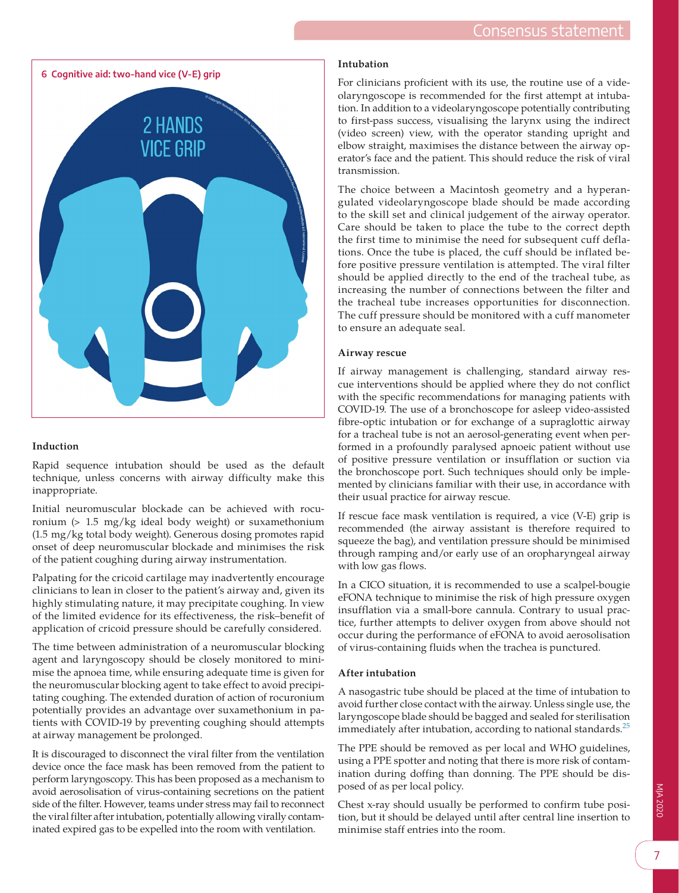**6 Cognitive aid: two-hand vice (V-E) grip**

2 HANDS
VICE GRIP

#### Induction

Rapid sequence intubation should be used as the default technique, unless concerns with airway difficulty make this inappropriate.

Initial neuromuscular blockade can be achieved with rocuronium (> 1.5 mg/kg ideal body weight) or suxamethonium (1.5 mg/kg total body weight). Generous dosing promotes rapid onset of deep neuromuscular blockade and minimises the risk of the patient coughing during airway instrumentation.

Palpating for the cricoid cartilage may inadvertently encourage clinicians to lean in closer to the patient's airway and, given its highly stimulating nature, it may precipitate coughing. In view of the limited evidence for its effectiveness, the risk–benefit of application of cricoid pressure should be carefully considered.

The time between administration of a neuromuscular blocking agent and laryngoscopy should be closely monitored to minimise the apnoea time, while ensuring adequate time is given for the neuromuscular blocking agent to take effect to avoid precipitating coughing. The extended duration of action of rocuronium potentially provides an advantage over suxamethonium in patients with COVID-19 by preventing coughing should attempts at airway management be prolonged.

It is discouraged to disconnect the viral filter from the ventilation device once the face mask has been removed from the patient to perform laryngoscopy. This has been proposed as a mechanism to avoid aerosolisation of virus-containing secretions on the patient side of the filter. However, teams under stress may fail to reconnect the viral filter after intubation, potentially allowing virally contaminated expired gas to be expelled into the room with ventilation.

#### Intubation

For clinicians proficient with its use, the routine use of a videolaryngoscope is recommended for the first attempt at intubation. In addition to a videolaryngoscope potentially contributing to first-pass success, visualising the larynx using the indirect (video screen) view, with the operator standing upright and elbow straight, maximises the distance between the airway operator's face and the patient. This should reduce the risk of viral transmission.

The choice between a Macintosh geometry and a hyperangulated videolaryngoscope blade should be made according to the skill set and clinical judgement of the airway operator. Care should be taken to place the tube to the correct depth the first time to minimise the need for subsequent cuff deflations. Once the tube is placed, the cuff should be inflated before positive pressure ventilation is attempted. The viral filter should be applied directly to the end of the tracheal tube, as increasing the number of connections between the filter and the tracheal tube increases opportunities for disconnection. The cuff pressure should be monitored with a cuff manometer to ensure an adequate seal.

#### Airway rescue

If airway management is challenging, standard airway rescue interventions should be applied where they do not conflict with the specific recommendations for managing patients with COVID-19. The use of a bronchoscope for asleep video-assisted fibre-optic intubation or for exchange of a supraglottic airway for a tracheal tube is not an aerosol-generating event when performed in a profoundly paralysed apnoeic patient without use of positive pressure ventilation or insufflation or suction via the bronchoscope port. Such techniques should only be implemented by clinicians familiar with their use, in accordance with their usual practice for airway rescue.

If rescue face mask ventilation is required, a vice (V-E) grip is recommended (the airway assistant is therefore required to squeeze the bag), and ventilation pressure should be minimised through ramping and/or early use of an oropharyngeal airway with low gas flows.

In a CICO situation, it is recommended to use a scalpel-bougie eFONA technique to minimise the risk of high pressure oxygen insufflation via a small-bore cannula. Contrary to usual practice, further attempts to deliver oxygen from above should not occur during the performance of eFONA to avoid aerosolisation of virus-containing fluids when the trachea is punctured.

#### After intubation

A nasogastric tube should be placed at the time of intubation to avoid further close contact with the airway. Unless single use, the laryngoscope blade should be bagged and sealed for sterilisation immediately after intubation, according to national standards.[25]

The PPE should be removed as per local and WHO guidelines, using a PPE spotter and noting that there is more risk of contamination during doffing than donning. The PPE should be disposed of as per local policy.

Chest x-ray should usually be performed to confirm tube position, but it should be delayed until after central line insertion to minimise staff entries into the room.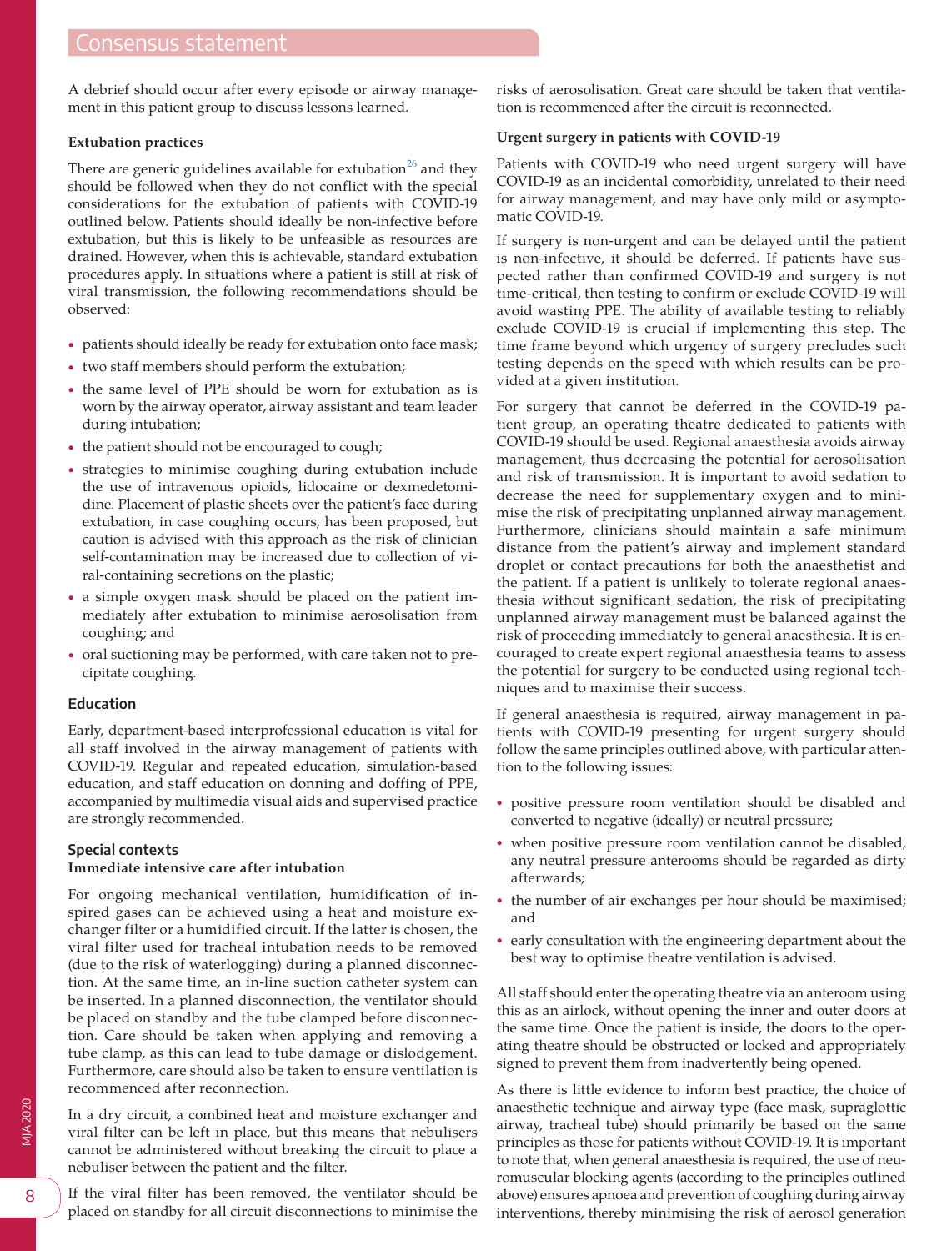A debrief should occur after every episode or airway management in this patient group to discuss lessons learned.

**Extubation practices**

There are generic guidelines available for extubation[26] and they should be followed when they do not conflict with the special considerations for the extubation of patients with COVID-19 outlined below. Patients should ideally be non-infective before extubation, but this is likely to be unfeasible as resources are drained. However, when this is achievable, standard extubation procedures apply. In situations where a patient is still at risk of viral transmission, the following recommendations should be observed:

- patients should ideally be ready for extubation onto face mask;
- two staff members should perform the extubation;
- the same level of PPE should be worn for extubation as is worn by the airway operator, airway assistant and team leader during intubation;
- the patient should not be encouraged to cough;
- strategies to minimise coughing during extubation include the use of intravenous opioids, lidocaine or dexmedetomidine. Placement of plastic sheets over the patient's face during extubation, in case coughing occurs, has been proposed, but caution is advised with this approach as the risk of clinician self-contamination may be increased due to collection of viral-containing secretions on the plastic;
- a simple oxygen mask should be placed on the patient immediately after extubation to minimise aerosolisation from coughing; and
- oral suctioning may be performed, with care taken not to precipitate coughing.

## Education

Early, department-based interprofessional education is vital for all staff involved in the airway management of patients with COVID-19. Regular and repeated education, simulation-based education, and staff education on donning and doffing of PPE, accompanied by multimedia visual aids and supervised practice are strongly recommended.

## Special contexts

**Immediate intensive care after intubation**

For ongoing mechanical ventilation, humidification of inspired gases can be achieved using a heat and moisture exchanger filter or a humidified circuit. If the latter is chosen, the viral filter used for tracheal intubation needs to be removed (due to the risk of waterlogging) during a planned disconnection. At the same time, an in-line suction catheter system can be inserted. In a planned disconnection, the ventilator should be placed on standby and the tube clamped before disconnection. Care should be taken when applying and removing a tube clamp, as this can lead to tube damage or dislodgement. Furthermore, care should also be taken to ensure ventilation is recommenced after reconnection.

In a dry circuit, a combined heat and moisture exchanger and viral filter can be left in place, but this means that nebulisers cannot be administered without breaking the circuit to place a nebuliser between the patient and the filter.

If the viral filter has been removed, the ventilator should be placed on standby for all circuit disconnections to minimise the risks of aerosolisation. Great care should be taken that ventilation is recommenced after the circuit is reconnected.

**Urgent surgery in patients with COVID-19**

Patients with COVID-19 who need urgent surgery will have COVID-19 as an incidental comorbidity, unrelated to their need for airway management, and may have only mild or asymptomatic COVID-19.

If surgery is non-urgent and can be delayed until the patient is non-infective, it should be deferred. If patients have suspected rather than confirmed COVID-19 and surgery is not time-critical, then testing to confirm or exclude COVID-19 will avoid wasting PPE. The ability of available testing to reliably exclude COVID-19 is crucial if implementing this step. The time frame beyond which urgency of surgery precludes such testing depends on the speed with which results can be provided at a given institution.

For surgery that cannot be deferred in the COVID-19 patient group, an operating theatre dedicated to patients with COVID-19 should be used. Regional anaesthesia avoids airway management, thus decreasing the potential for aerosolisation and risk of transmission. It is important to avoid sedation to decrease the need for supplementary oxygen and to minimise the risk of precipitating unplanned airway management. Furthermore, clinicians should maintain a safe minimum distance from the patient's airway and implement standard droplet or contact precautions for both the anaesthetist and the patient. If a patient is unlikely to tolerate regional anaesthesia without significant sedation, the risk of precipitating unplanned airway management must be balanced against the risk of proceeding immediately to general anaesthesia. It is encouraged to create expert regional anaesthesia teams to assess the potential for surgery to be conducted using regional techniques and to maximise their success.

If general anaesthesia is required, airway management in patients with COVID-19 presenting for urgent surgery should follow the same principles outlined above, with particular attention to the following issues:

- positive pressure room ventilation should be disabled and converted to negative (ideally) or neutral pressure;
- when positive pressure room ventilation cannot be disabled, any neutral pressure anterooms should be regarded as dirty afterwards;
- the number of air exchanges per hour should be maximised; and
- early consultation with the engineering department about the best way to optimise theatre ventilation is advised.

All staff should enter the operating theatre via an anteroom using this as an airlock, without opening the inner and outer doors at the same time. Once the patient is inside, the doors to the operating theatre should be obstructed or locked and appropriately signed to prevent them from inadvertently being opened.

As there is little evidence to inform best practice, the choice of anaesthetic technique and airway type (face mask, supraglottic airway, tracheal tube) should primarily be based on the same principles as those for patients without COVID-19. It is important to note that, when general anaesthesia is required, the use of neuromuscular blocking agents (according to the principles outlined above) ensures apnoea and prevention of coughing during airway interventions, thereby minimising the risk of aerosol generation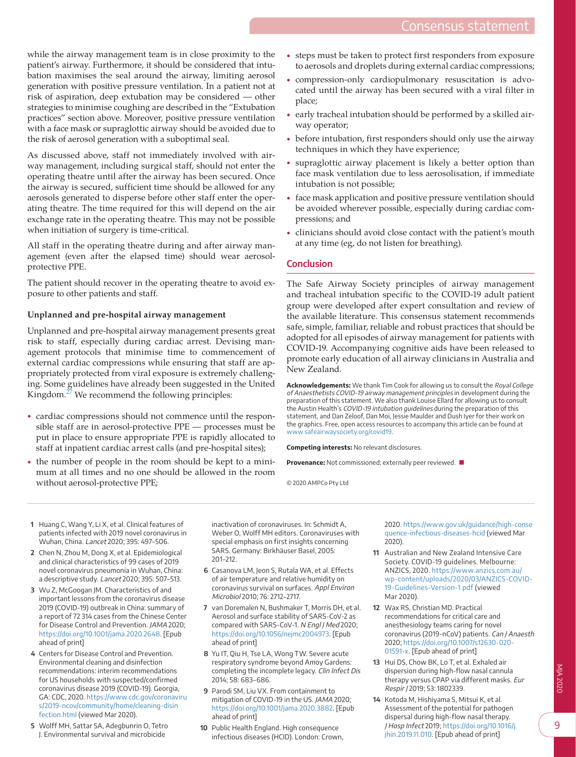while the airway management team is in close proximity to the patient's airway. Furthermore, it should be considered that intubation maximises the seal around the airway, limiting aerosol generation with positive pressure ventilation. In a patient not at risk of aspiration, deep extubation may be considered — other strategies to minimise coughing are described in the "Extubation practices" section above. Moreover, positive pressure ventilation with a face mask or supraglottic airway should be avoided due to the risk of aerosol generation with a suboptimal seal.

As discussed above, staff not immediately involved with airway management, including surgical staff, should not enter the operating theatre until after the airway has been secured. Once the airway is secured, sufficient time should be allowed for any aerosols generated to disperse before other staff enter the operating theatre. The time required for this will depend on the air exchange rate in the operating theatre. This may not be possible when initiation of surgery is time-critical.

All staff in the operating theatre during and after airway management (even after the elapsed time) should wear aerosol-protective PPE.

The patient should recover in the operating theatre to avoid exposure to other patients and staff.

### Unplanned and pre-hospital airway management

Unplanned and pre-hospital airway management presents great risk to staff, especially during cardiac arrest. Devising management protocols that minimise time to commencement of external cardiac compressions while ensuring that staff are appropriately protected from viral exposure is extremely challenging. Some guidelines have already been suggested in the United Kingdom.[27] We recommend the following principles:

- cardiac compressions should not commence until the responsible staff are in aerosol-protective PPE — processes must be put in place to ensure appropriate PPE is rapidly allocated to staff at inpatient cardiac arrest calls (and pre-hospital sites);
- the number of people in the room should be kept to a minimum at all times and no one should be allowed in the room without aerosol-protective PPE;
- steps must be taken to protect first responders from exposure to aerosols and droplets during external cardiac compressions;
- compression-only cardiopulmonary resuscitation is advocated until the airway has been secured with a viral filter in place;
- early tracheal intubation should be performed by a skilled airway operator;
- before intubation, first responders should only use the airway techniques in which they have experience;
- supraglottic airway placement is likely a better option than face mask ventilation due to less aerosolisation, if immediate intubation is not possible;
- face mask application and positive pressure ventilation should be avoided wherever possible, especially during cardiac compressions; and
- clinicians should avoid close contact with the patient's mouth at any time (eg, do not listen for breathing).

## Conclusion

The Safe Airway Society principles of airway management and tracheal intubation specific to the COVID-19 adult patient group were developed after expert consultation and review of the available literature. This consensus statement recommends safe, simple, familiar, reliable and robust practices that should be adopted for all episodes of airway management for patients with COVID-19. Accompanying cognitive aids have been released to promote early education of all airway clinicians in Australia and New Zealand.

**Acknowledgements:** We thank Tim Cook for allowing us to consult the *Royal College of Anaesthetists COVID-19 airway management principles* in development during the preparation of this statement. We also thank Louise Ellard for allowing us to consult the Austin Health's *COVID-19 intubation guidelines* during the preparation of this statement, and Dan Zeloof, Dan Moi, Jessie Maulder and Dush Iyer for their work on the graphics. Free, open access resources to accompany this article can be found at www.safeairwaysociety.org/covid19.

**Competing interests:** No relevant disclosures.

**Provenance:** Not commissioned; externally peer reviewed. ■

© 2020 AMPCo Pty Ltd

1. Huang C, Wang Y, Li X, et al. Clinical features of patients infected with 2019 novel coronavirus in Wuhan, China. *Lancet* 2020; 395: 497–506.
2. Chen N, Zhou M, Dong X, et al. Epidemiological and clinical characteristics of 99 cases of 2019 novel coronavirus pneumonia in Wuhan, China: a descriptive study. *Lancet* 2020; 395: 507–513.
3. Wu Z, McGoogan JM. Characteristics of and important lessons from the coronavirus disease 2019 (COVID-19) outbreak in China: summary of a report of 72 314 cases from the Chinese Center for Disease Control and Prevention. *JAMA* 2020; https://doi.org/10.1001/jama.2020.2648. [Epub ahead of print]
4. Centers for Disease Control and Prevention. Environmental cleaning and disinfection recommendations: interim recommendations for US households with suspected/confirmed coronavirus disease 2019 (COVID-19). Georgia, GA: CDC, 2020. https://www.cdc.gov/coronavirus/2019-ncov/community/home/cleaning-disinfection.html (viewed Mar 2020).
5. Wolff MH, Sattar SA, Adegbunrin O, Tetro J. Environmental survival and microbicide inactivation of coronaviruses. In: Schmidt A, Weber O, Wolff MH editors. Coronaviruses with special emphasis on first insights concerning SARS. Germany: Birkhäuser Basel, 2005: 201–212.
6. Casanova LM, Jeon S, Rutala WA, et al. Effects of air temperature and relative humidity on coronavirus survival on surfaces. *Appl Environ Microbiol* 2010; 76: 2712–2717.
7. van Doremalen N, Bushmaker T, Morris DH, et al. Aerosol and surface stability of SARS-CoV-2 as compared with SARS-CoV-1. *N Engl J Med* 2020; https://doi.org/10.1056/nejmc2004973. [Epub ahead of print]
8. Yu IT, Qiu H, Tse LA, Wong TW. Severe acute respiratory syndrome beyond Amoy Gardens: completing the incomplete legacy. *Clin Infect Dis* 2014; 58: 683–686.
9. Parodi SM, Liu VX. From containment to mitigation of COVID-19 in the US. *JAMA* 2020; https://doi.org/10.1001/jama.2020.3882. [Epub ahead of print]
10. Public Health England. High consequence infectious diseases (HCID). London: Crown, 2020. https://www.gov.uk/guidance/high-consequence-infectious-diseases-hcid (viewed Mar 2020).
11. Australian and New Zealand Intensive Care Society. COVID-19 guidelines. Melbourne: ANZICS, 2020. https://www.anzics.com.au/wp-content/uploads/2020/03/ANZICS-COVID-19-Guidelines-Version-1.pdf (viewed Mar 2020).
12. Wax RS, Christian MD. Practical recommendations for critical care and anesthesiology teams caring for novel coronavirus (2019-nCoV) patients. *Can J Anaesth* 2020; https://doi.org/10.1007/s12630-020-01591-x. [Epub ahead of print]
13. Hui DS, Chow BK, Lo T, et al. Exhaled air dispersion during high-flow nasal cannula therapy versus CPAP via different masks. *Eur Respir J* 2019; 53: 1802339.
14. Kotoda M, Hishiyama S, Mitsui K, et al. Assessment of the potential for pathogen dispersal during high-flow nasal therapy. *J Hosp Infect* 2019; https://doi.org/10.1016/j.jhin.2019.11.010. [Epub ahead of print]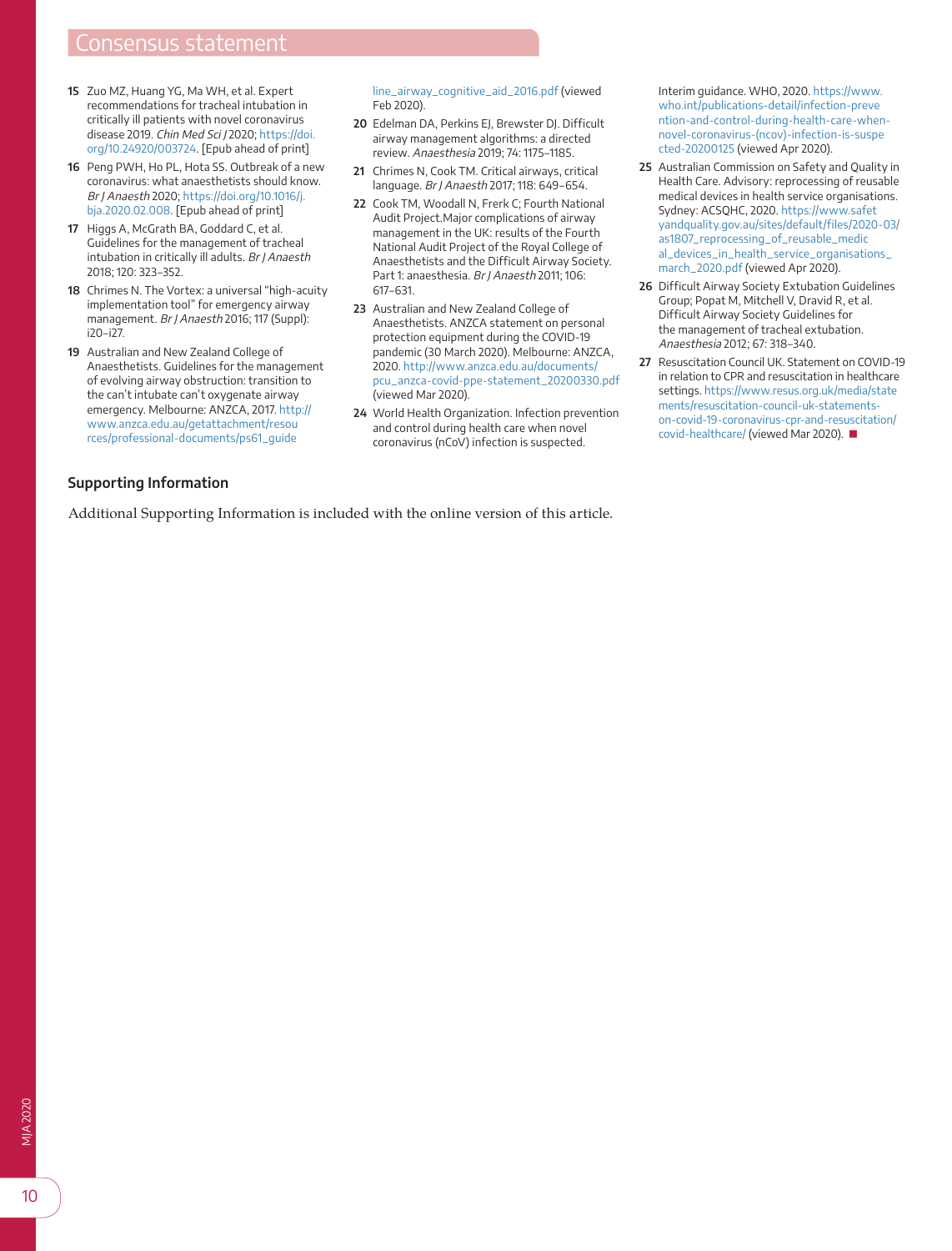15 Zuo MZ, Huang YG, Ma WH, et al. Expert recommendations for tracheal intubation in critically ill patients with novel coronavirus disease 2019. *Chin Med Sci J* 2020; https://doi.org/10.24920/003724. [Epub ahead of print]

16 Peng PWH, Ho PL, Hota SS. Outbreak of a new coronavirus: what anaesthetists should know. *Br J Anaesth* 2020; https://doi.org/10.1016/j.bja.2020.02.008. [Epub ahead of print]

17 Higgs A, McGrath BA, Goddard C, et al. Guidelines for the management of tracheal intubation in critically ill adults. *Br J Anaesth* 2018; 120: 323–352.

18 Chrimes N. The Vortex: a universal "high-acuity implementation tool" for emergency airway management. *Br J Anaesth* 2016; 117 (Suppl): i20–i27.

19 Australian and New Zealand College of Anaesthetists. Guidelines for the management of evolving airway obstruction: transition to the can't intubate can't oxygenate airway emergency. Melbourne: ANZCA, 2017. http://www.anzca.edu.au/getattachment/resources/professional-documents/ps61_guideline_airway_cognitive_aid_2016.pdf (viewed Feb 2020).

20 Edelman DA, Perkins EJ, Brewster DJ. Difficult airway management algorithms: a directed review. *Anaesthesia* 2019; 74: 1175–1185.

21 Chrimes N, Cook TM. Critical airways, critical language. *Br J Anaesth* 2017; 118: 649–654.

22 Cook TM, Woodall N, Frerk C; Fourth National Audit Project.Major complications of airway management in the UK: results of the Fourth National Audit Project of the Royal College of Anaesthetists and the Difficult Airway Society. Part 1: anaesthesia. *Br J Anaesth* 2011; 106: 617–631.

23 Australian and New Zealand College of Anaesthetists. ANZCA statement on personal protection equipment during the COVID-19 pandemic (30 March 2020). Melbourne: ANZCA, 2020. http://www.anzca.edu.au/documents/pcu_anzca-covid-ppe-statement_20200330.pdf (viewed Mar 2020).

24 World Health Organization. Infection prevention and control during health care when novel coronavirus (nCoV) infection is suspected. Interim guidance. WHO, 2020. https://www.who.int/publications-detail/infection-prevention-and-control-during-health-care-when-novel-coronavirus-(ncov)-infection-is-suspected-20200125 (viewed Apr 2020).

25 Australian Commission on Safety and Quality in Health Care. Advisory: reprocessing of reusable medical devices in health service organisations. Sydney: ACSQHC, 2020. https://www.safetyandquality.gov.au/sites/default/files/2020-03/as1807_reprocessing_of_reusable_medical_devices_in_health_service_organisations_march_2020.pdf (viewed Apr 2020).

26 Difficult Airway Society Extubation Guidelines Group; Popat M, Mitchell V, Dravid R, et al. Difficult Airway Society Guidelines for the management of tracheal extubation. *Anaesthesia* 2012; 67: 318–340.

27 Resuscitation Council UK. Statement on COVID-19 in relation to CPR and resuscitation in healthcare settings. https://www.resus.org.uk/media/statements/resuscitation-council-uk-statements-on-covid-19-coronavirus-cpr-and-resuscitation/covid-healthcare/ (viewed Mar 2020). ■

## Supporting Information

Additional Supporting Information is included with the online version of this article.